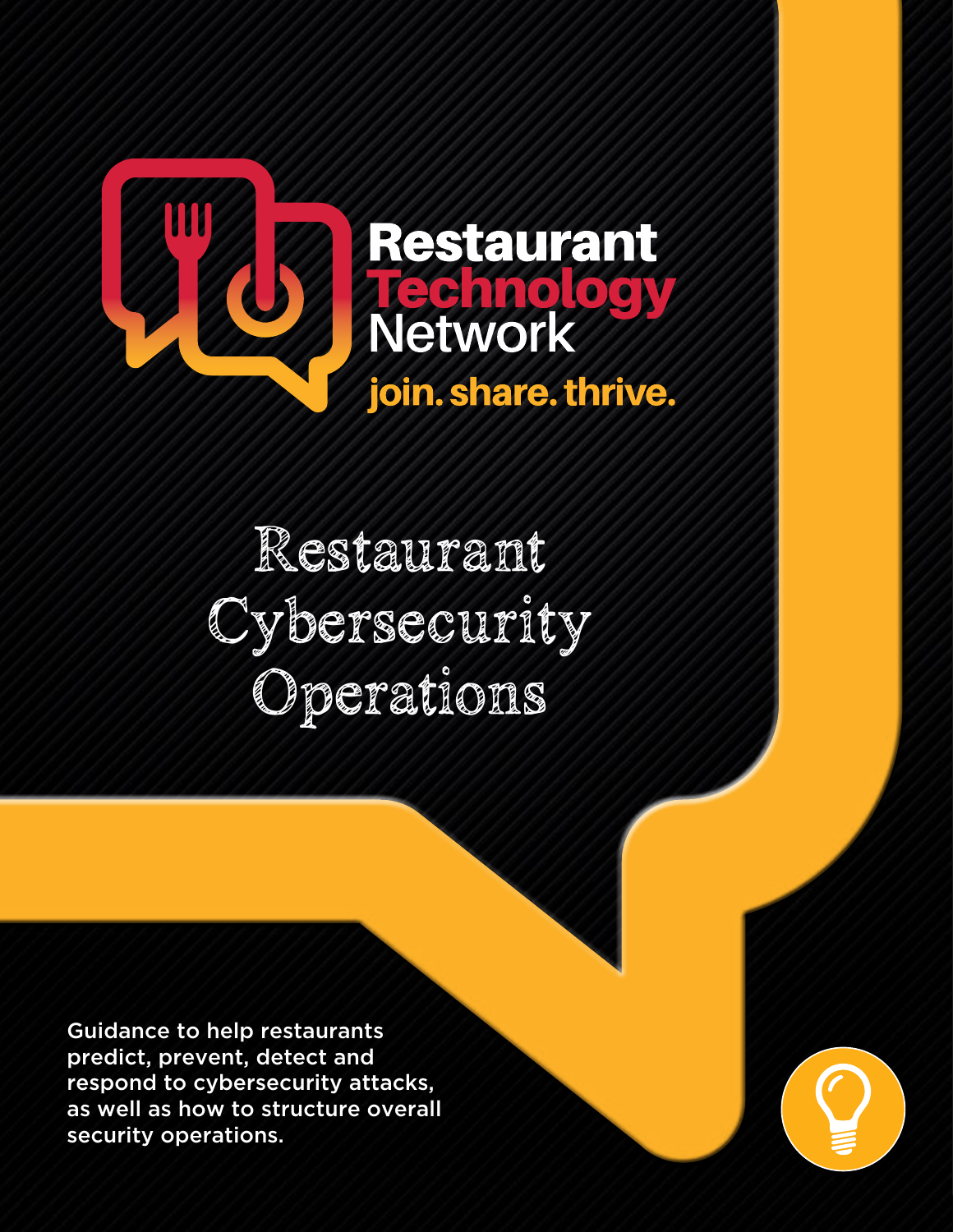Restaurant
Technology
Network
join. share. thrive.

# Restaurant Cybersecurity Operations

Guidance to help restaurants predict, prevent, detect and respond to cybersecurity attacks, as well as how to structure overall security operations.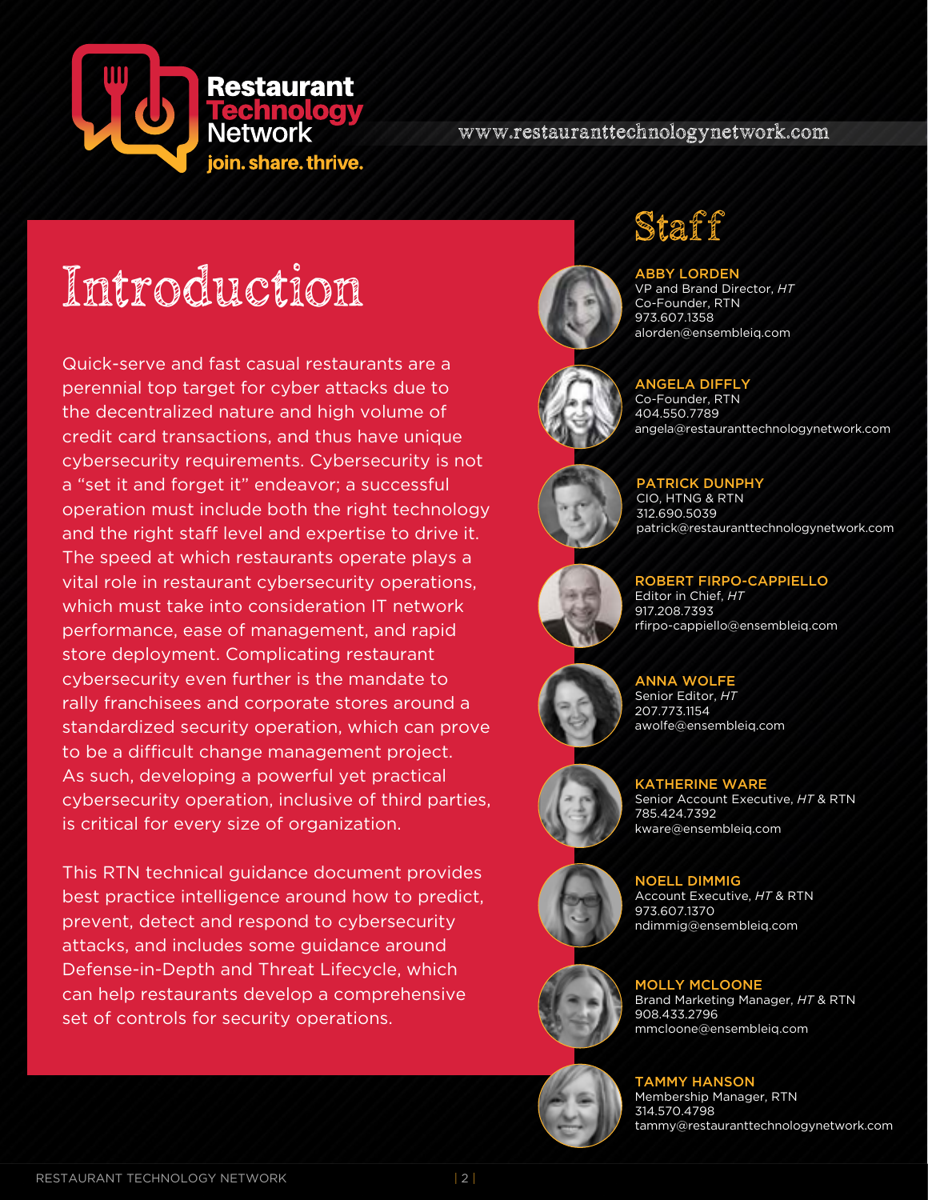Restaurant Technology Network
join. share. thrive.

www.restauranttechnologynetwork.com

# Introduction

Quick-serve and fast casual restaurants are a perennial top target for cyber attacks due to the decentralized nature and high volume of credit card transactions, and thus have unique cybersecurity requirements. Cybersecurity is not a "set it and forget it" endeavor; a successful operation must include both the right technology and the right staff level and expertise to drive it. The speed at which restaurants operate plays a vital role in restaurant cybersecurity operations, which must take into consideration IT network performance, ease of management, and rapid store deployment. Complicating restaurant cybersecurity even further is the mandate to rally franchisees and corporate stores around a standardized security operation, which can prove to be a difficult change management project. As such, developing a powerful yet practical cybersecurity operation, inclusive of third parties, is critical for every size of organization.

This RTN technical guidance document provides best practice intelligence around how to predict, prevent, detect and respond to cybersecurity attacks, and includes some guidance around Defense-in-Depth and Threat Lifecycle, which can help restaurants develop a comprehensive set of controls for security operations.

# Staff

**ABBY LORDEN**
VP and Brand Director, *HT*
Co-Founder, RTN
973.607.1358
alorden@ensembleiq.com

**ANGELA DIFFLY**
Co-Founder, RTN
404.550.7789
angela@restauranttechnologynetwork.com

**PATRICK DUNPHY**
CIO, HTNG & RTN
312.690.5039
patrick@restauranttechnologynetwork.com

**ROBERT FIRPO-CAPPIELLO**
Editor in Chief, *HT*
917.208.7393
rfirpo-cappiello@ensembleiq.com

**ANNA WOLFE**
Senior Editor, *HT*
207.773.1154
awolfe@ensembleiq.com

**KATHERINE WARE**
Senior Account Executive, *HT* & RTN
785.424.7392
kware@ensembleiq.com

**NOELL DIMMIG**
Account Executive, *HT* & RTN
973.607.1370
ndimmig@ensembleiq.com

**MOLLY MCLOONE**
Brand Marketing Manager, *HT* & RTN
908.433.2796
mmcloone@ensembleiq.com

**TAMMY HANSON**
Membership Manager, RTN
314.570.4798
tammy@restauranttechnologynetwork.com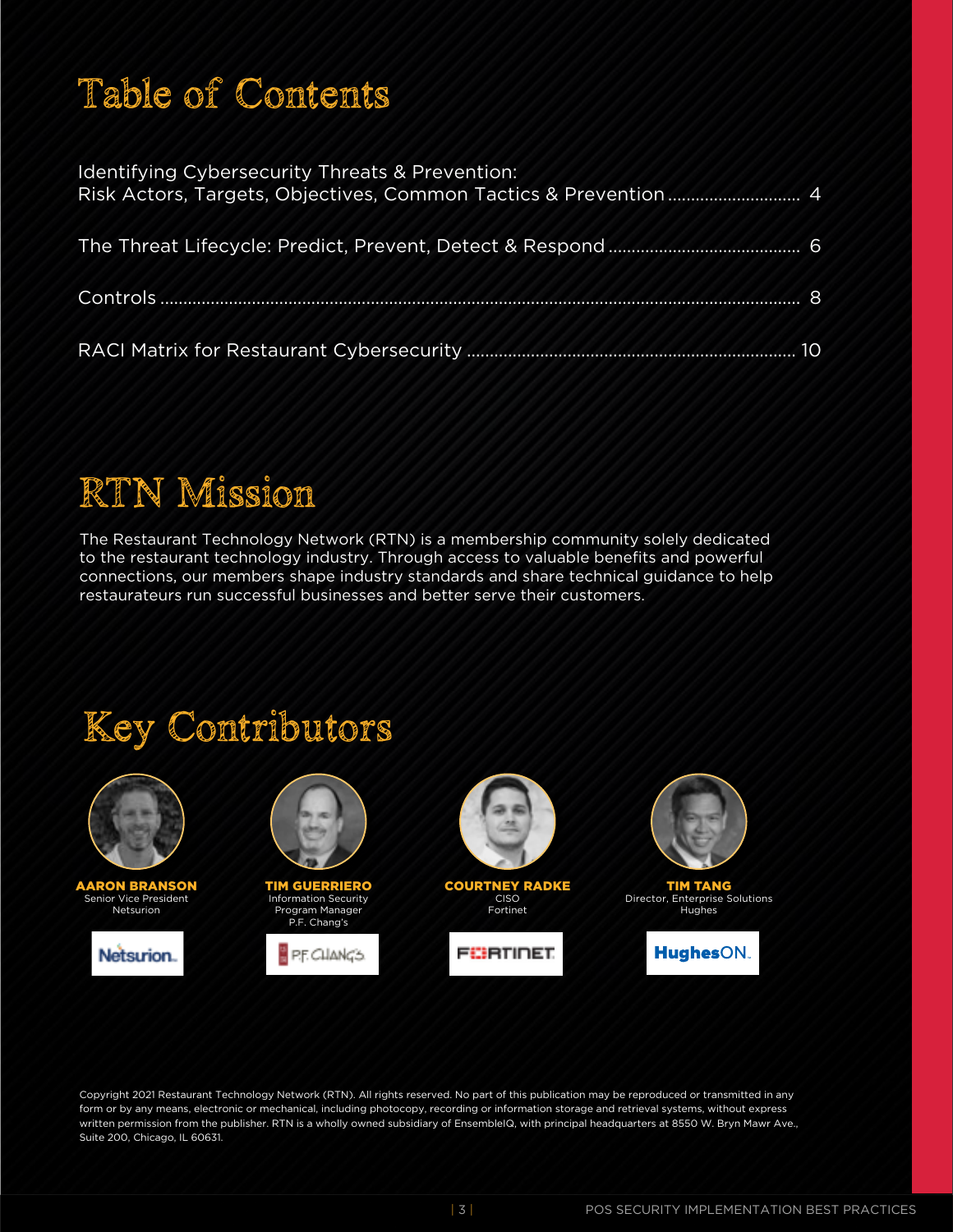# Table of Contents

Identifying Cybersecurity Threats & Prevention:
Risk Actors, Targets, Objectives, Common Tactics & Prevention ............................ 4

The Threat Lifecycle: Predict, Prevent, Detect & Respond ........................................ 6

Controls ........................................................................................................................ 8

RACI Matrix for Restaurant Cybersecurity ..................................................................... 10

# RTN Mission

The Restaurant Technology Network (RTN) is a membership community solely dedicated to the restaurant technology industry. Through access to valuable benefits and powerful connections, our members shape industry standards and share technical guidance to help restaurateurs run successful businesses and better serve their customers.

# Key Contributors

**AARON BRANSON**
Senior Vice President
Netsurion

**TIM GUERRIERO**
Information Security Program Manager
P.F. Chang's

**COURTNEY RADKE**
CISO
Fortinet

**TIM TANG**
Director, Enterprise Solutions
Hughes

Copyright 2021 Restaurant Technology Network (RTN). All rights reserved. No part of this publication may be reproduced or transmitted in any form or by any means, electronic or mechanical, including photocopy, recording or information storage and retrieval systems, without express written permission from the publisher. RTN is a wholly owned subsidiary of EnsembleIQ, with principal headquarters at 8550 W. Bryn Mawr Ave., Suite 200, Chicago, IL 60631.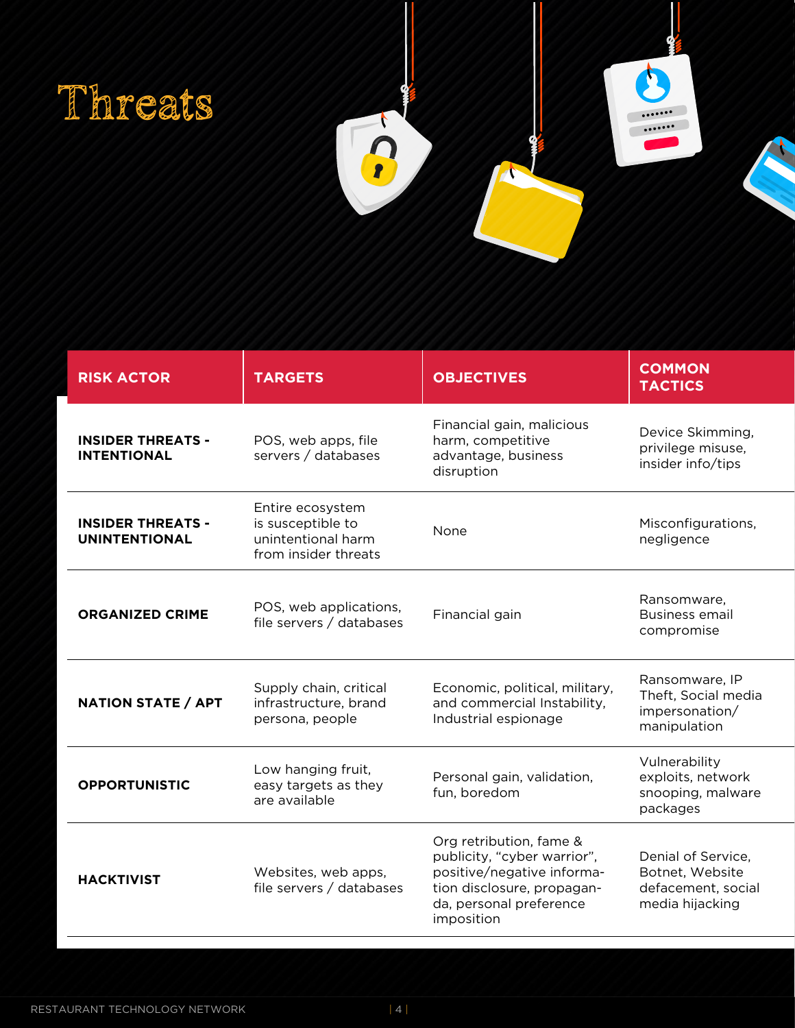# Threats

| RISK ACTOR | TARGETS | OBJECTIVES | COMMON TACTICS |
|---|---|---|---|
| **INSIDER THREATS - INTENTIONAL** | POS, web apps, file servers / databases | Financial gain, malicious harm, competitive advantage, business disruption | Device Skimming, privilege misuse, insider info/tips |
| **INSIDER THREATS - UNINTENTIONAL** | Entire ecosystem is susceptible to unintentional harm from insider threats | None | Misconfigurations, negligence |
| **ORGANIZED CRIME** | POS, web applications, file servers / databases | Financial gain | Ransomware, Business email compromise |
| **NATION STATE / APT** | Supply chain, critical infrastructure, brand persona, people | Economic, political, military, and commercial Instability, Industrial espionage | Ransomware, IP Theft, Social media impersonation/ manipulation |
| **OPPORTUNISTIC** | Low hanging fruit, easy targets as they are available | Personal gain, validation, fun, boredom | Vulnerability exploits, network snooping, malware packages |
| **HACKTIVIST** | Websites, web apps, file servers / databases | Org retribution, fame & publicity, "cyber warrior", positive/negative information disclosure, propaganda, personal preference imposition | Denial of Service, Botnet, Website defacement, social media hijacking |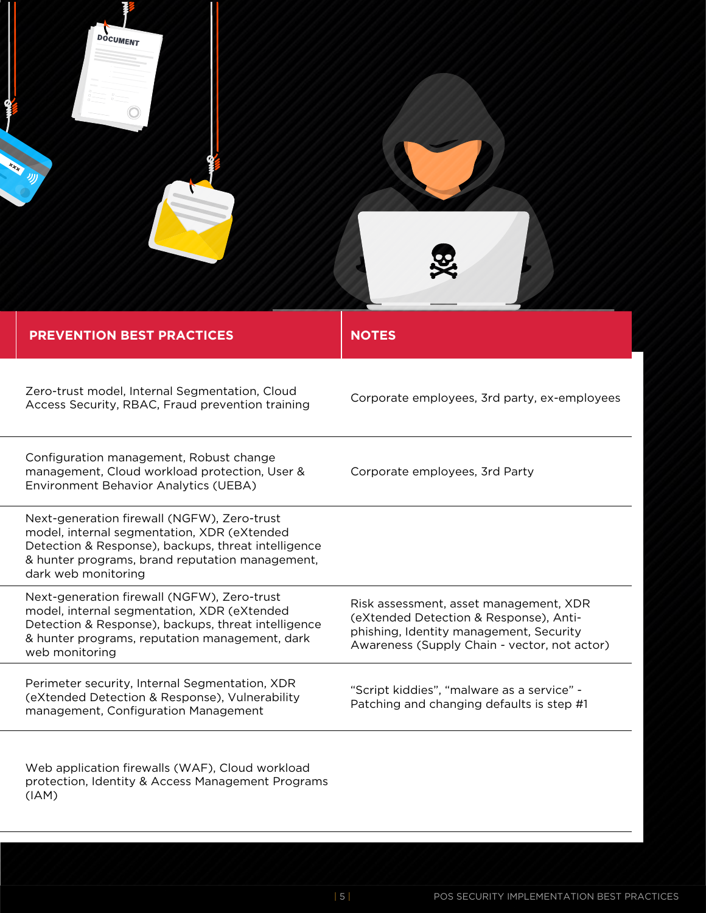| PREVENTION BEST PRACTICES | NOTES |
|---|---|
| Zero-trust model, Internal Segmentation, Cloud Access Security, RBAC, Fraud prevention training | Corporate employees, 3rd party, ex-employees |
| Configuration management, Robust change management, Cloud workload protection, User & Environment Behavior Analytics (UEBA) | Corporate employees, 3rd Party |
| Next-generation firewall (NGFW), Zero-trust model, internal segmentation, XDR (eXtended Detection & Response), backups, threat intelligence & hunter programs, brand reputation management, dark web monitoring | |
| Next-generation firewall (NGFW), Zero-trust model, internal segmentation, XDR (eXtended Detection & Response), backups, threat intelligence & hunter programs, reputation management, dark web monitoring | Risk assessment, asset management, XDR (eXtended Detection & Response), Anti-phishing, Identity management, Security Awareness (Supply Chain - vector, not actor) |
| Perimeter security, Internal Segmentation, XDR (eXtended Detection & Response), Vulnerability management, Configuration Management | "Script kiddies", "malware as a service" - Patching and changing defaults is step #1 |
| Web application firewalls (WAF), Cloud workload protection, Identity & Access Management Programs (IAM) | |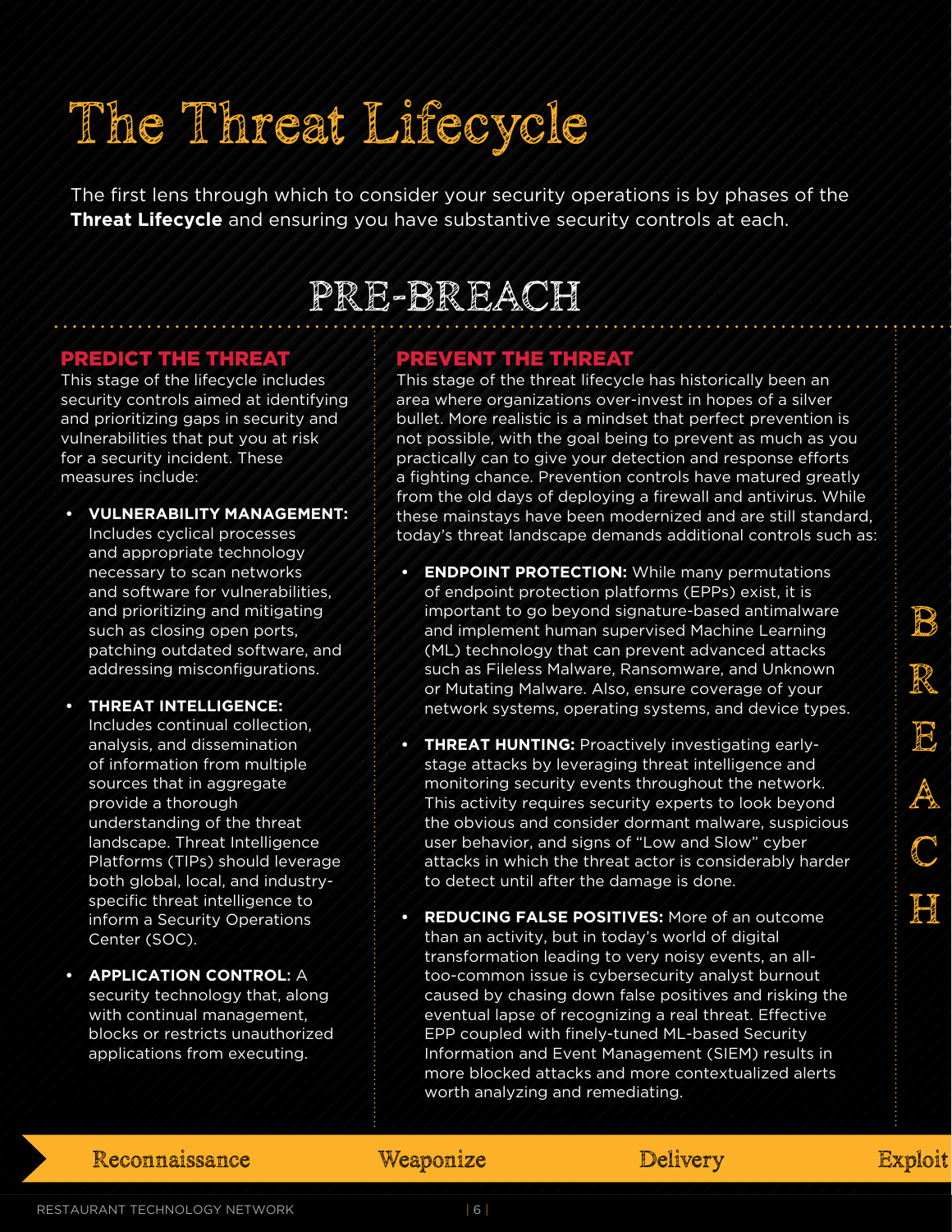# The Threat Lifecycle

The first lens through which to consider your security operations is by phases of the **Threat Lifecycle** and ensuring you have substantive security controls at each.

## PRE-BREACH

### PREDICT THE THREAT

This stage of the lifecycle includes security controls aimed at identifying and prioritizing gaps in security and vulnerabilities that put you at risk for a security incident. These measures include:

- **VULNERABILITY MANAGEMENT:** Includes cyclical processes and appropriate technology necessary to scan networks and software for vulnerabilities, and prioritizing and mitigating such as closing open ports, patching outdated software, and addressing misconfigurations.
- **THREAT INTELLIGENCE:** Includes continual collection, analysis, and dissemination of information from multiple sources that in aggregate provide a thorough understanding of the threat landscape. Threat Intelligence Platforms (TIPs) should leverage both global, local, and industry-specific threat intelligence to inform a Security Operations Center (SOC).
- **APPLICATION CONTROL:** A security technology that, along with continual management, blocks or restricts unauthorized applications from executing.

### PREVENT THE THREAT

This stage of the threat lifecycle has historically been an area where organizations over-invest in hopes of a silver bullet. More realistic is a mindset that perfect prevention is not possible, with the goal being to prevent as much as you practically can to give your detection and response efforts a fighting chance. Prevention controls have matured greatly from the old days of deploying a firewall and antivirus. While these mainstays have been modernized and are still standard, today's threat landscape demands additional controls such as:

- **ENDPOINT PROTECTION:** While many permutations of endpoint protection platforms (EPPs) exist, it is important to go beyond signature-based antimalware and implement human supervised Machine Learning (ML) technology that can prevent advanced attacks such as Fileless Malware, Ransomware, and Unknown or Mutating Malware. Also, ensure coverage of your network systems, operating systems, and device types.
- **THREAT HUNTING:** Proactively investigating early-stage attacks by leveraging threat intelligence and monitoring security events throughout the network. This activity requires security experts to look beyond the obvious and consider dormant malware, suspicious user behavior, and signs of "Low and Slow" cyber attacks in which the threat actor is considerably harder to detect until after the damage is done.
- **REDUCING FALSE POSITIVES:** More of an outcome than an activity, but in today's world of digital transformation leading to very noisy events, an all-too-common issue is cybersecurity analyst burnout caused by chasing down false positives and risking the eventual lapse of recognizing a real threat. Effective EPP coupled with finely-tuned ML-based Security Information and Event Management (SIEM) results in more blocked attacks and more contextualized alerts worth analyzing and remediating.

BREACH

Reconnaissance → Weaponize → Delivery → Exploit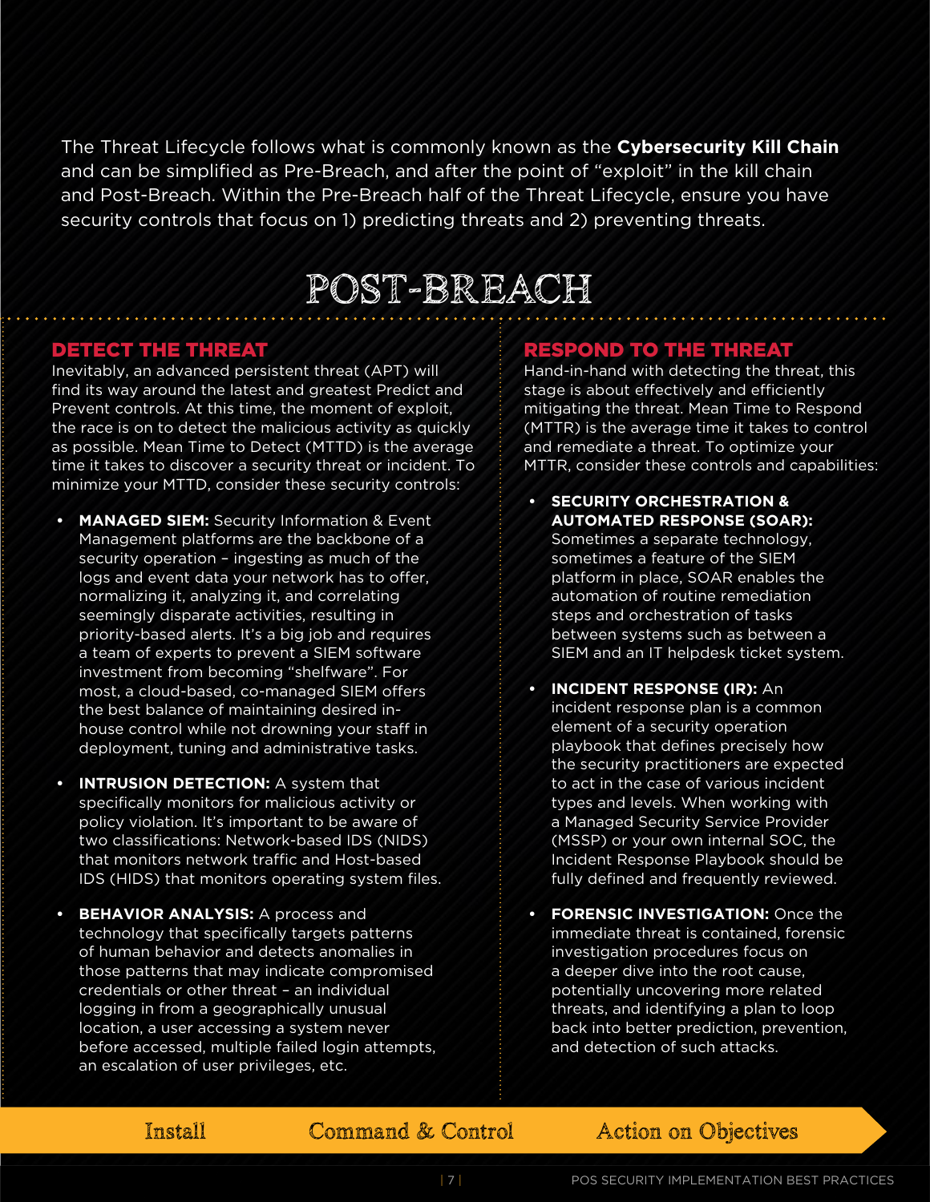The Threat Lifecycle follows what is commonly known as the **Cybersecurity Kill Chain** and can be simplified as Pre-Breach, and after the point of "exploit" in the kill chain and Post-Breach. Within the Pre-Breach half of the Threat Lifecycle, ensure you have security controls that focus on 1) predicting threats and 2) preventing threats.

# POST-BREACH

## DETECT THE THREAT

Inevitably, an advanced persistent threat (APT) will find its way around the latest and greatest Predict and Prevent controls. At this time, the moment of exploit, the race is on to detect the malicious activity as quickly as possible. Mean Time to Detect (MTTD) is the average time it takes to discover a security threat or incident. To minimize your MTTD, consider these security controls:

- **MANAGED SIEM:** Security Information & Event Management platforms are the backbone of a security operation – ingesting as much of the logs and event data your network has to offer, normalizing it, analyzing it, and correlating seemingly disparate activities, resulting in priority-based alerts. It's a big job and requires a team of experts to prevent a SIEM software investment from becoming "shelfware". For most, a cloud-based, co-managed SIEM offers the best balance of maintaining desired in-house control while not drowning your staff in deployment, tuning and administrative tasks.

- **INTRUSION DETECTION:** A system that specifically monitors for malicious activity or policy violation. It's important to be aware of two classifications: Network-based IDS (NIDS) that monitors network traffic and Host-based IDS (HIDS) that monitors operating system files.

- **BEHAVIOR ANALYSIS:** A process and technology that specifically targets patterns of human behavior and detects anomalies in those patterns that may indicate compromised credentials or other threat – an individual logging in from a geographically unusual location, a user accessing a system never before accessed, multiple failed login attempts, an escalation of user privileges, etc.

## RESPOND TO THE THREAT

Hand-in-hand with detecting the threat, this stage is about effectively and efficiently mitigating the threat. Mean Time to Respond (MTTR) is the average time it takes to control and remediate a threat. To optimize your MTTR, consider these controls and capabilities:

- **SECURITY ORCHESTRATION & AUTOMATED RESPONSE (SOAR):** Sometimes a separate technology, sometimes a feature of the SIEM platform in place, SOAR enables the automation of routine remediation steps and orchestration of tasks between systems such as between a SIEM and an IT helpdesk ticket system.

- **INCIDENT RESPONSE (IR):** An incident response plan is a common element of a security operation playbook that defines precisely how the security practitioners are expected to act in the case of various incident types and levels. When working with a Managed Security Service Provider (MSSP) or your own internal SOC, the Incident Response Playbook should be fully defined and frequently reviewed.

- **FORENSIC INVESTIGATION:** Once the immediate threat is contained, forensic investigation procedures focus on a deeper dive into the root cause, potentially uncovering more related threats, and identifying a plan to loop back into better prediction, prevention, and detection of such attacks.

Install → Command & Control → Action on Objectives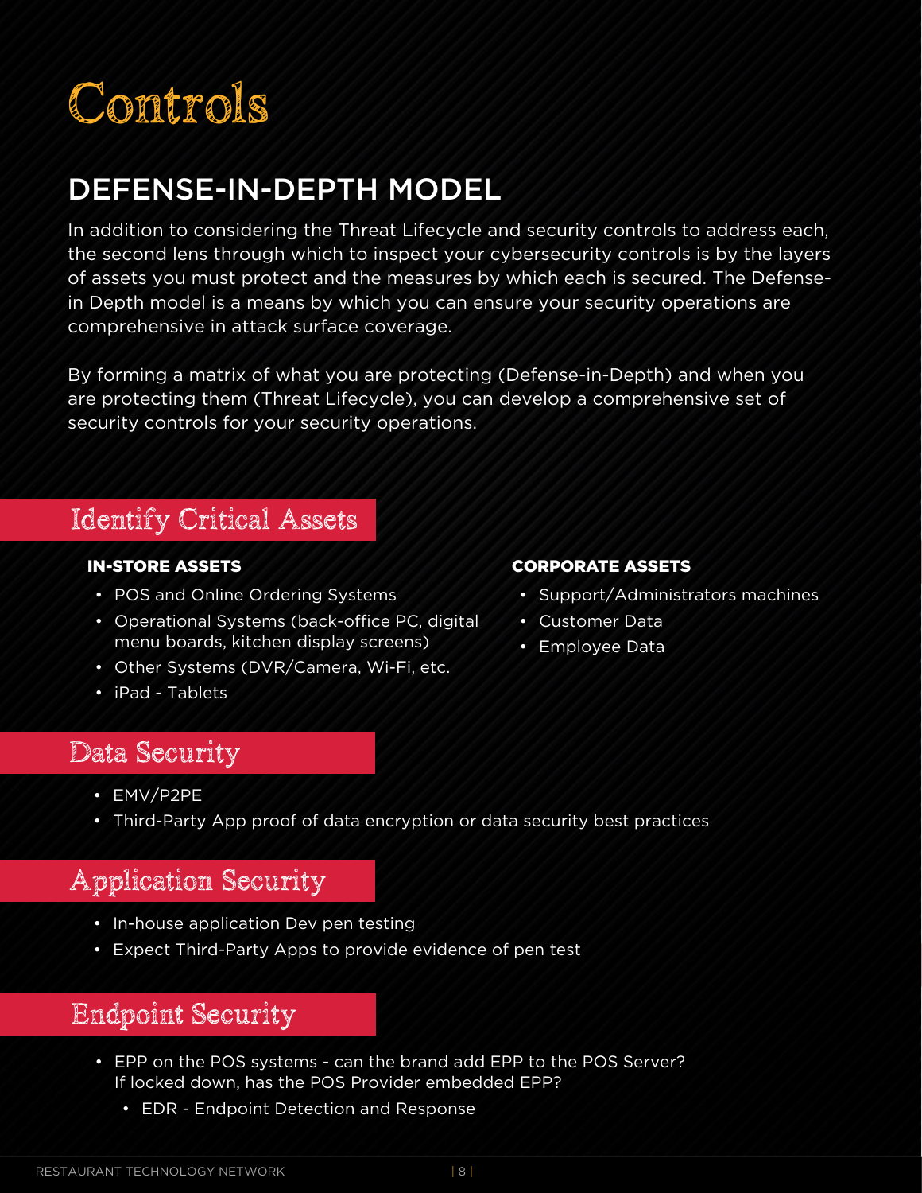# Controls

## DEFENSE-IN-DEPTH MODEL

In addition to considering the Threat Lifecycle and security controls to address each, the second lens through which to inspect your cybersecurity controls is by the layers of assets you must protect and the measures by which each is secured. The Defense-in Depth model is a means by which you can ensure your security operations are comprehensive in attack surface coverage.

By forming a matrix of what you are protecting (Defense-in-Depth) and when you are protecting them (Threat Lifecycle), you can develop a comprehensive set of security controls for your security operations.

## Identify Critical Assets

**IN-STORE ASSETS**

- POS and Online Ordering Systems
- Operational Systems (back-office PC, digital menu boards, kitchen display screens)
- Other Systems (DVR/Camera, Wi-Fi, etc.
- iPad - Tablets

**CORPORATE ASSETS**

- Support/Administrators machines
- Customer Data
- Employee Data

## Data Security

- EMV/P2PE
- Third-Party App proof of data encryption or data security best practices

## Application Security

- In-house application Dev pen testing
- Expect Third-Party Apps to provide evidence of pen test

## Endpoint Security

- EPP on the POS systems - can the brand add EPP to the POS Server? If locked down, has the POS Provider embedded EPP?
  - EDR - Endpoint Detection and Response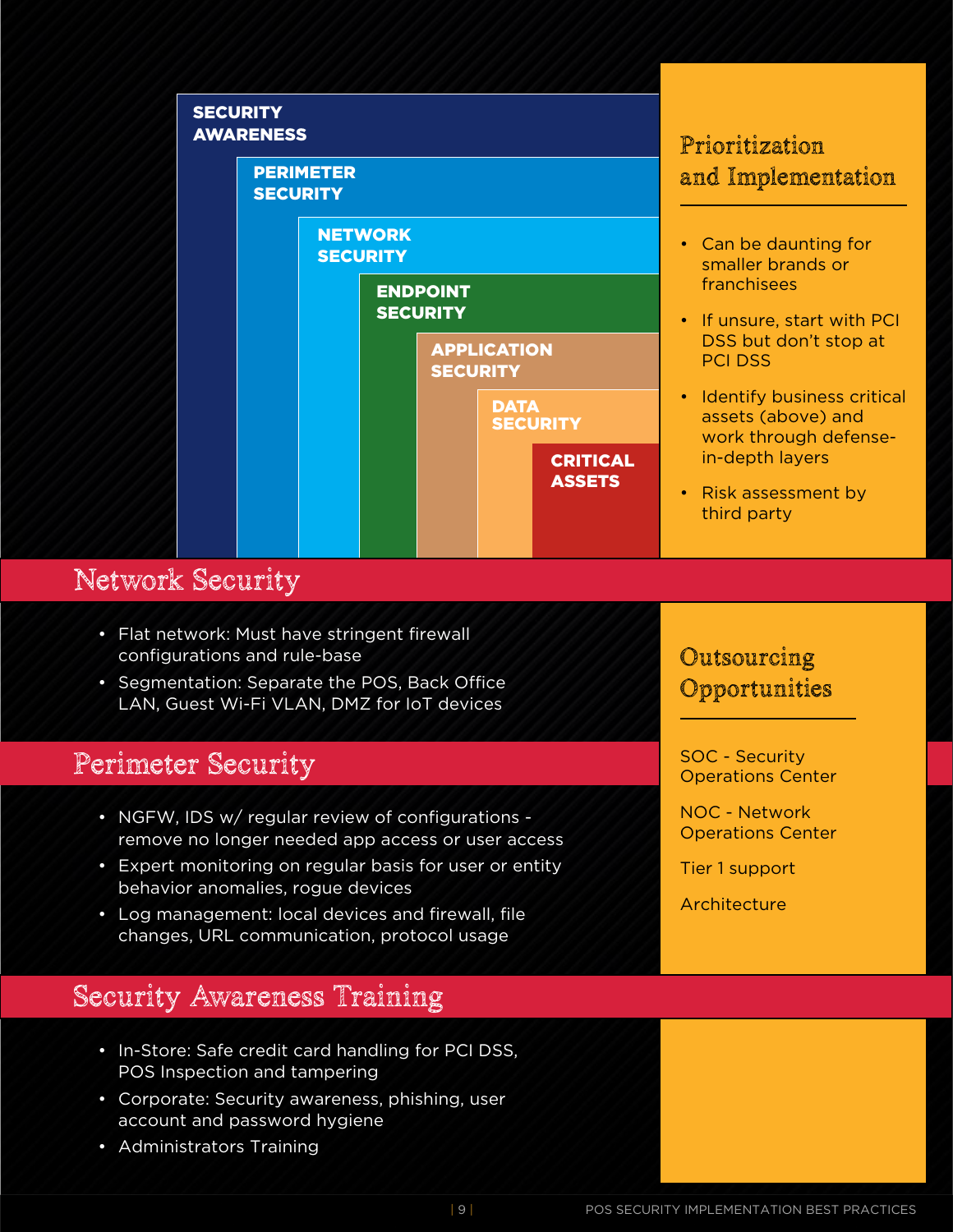SECURITY AWARENESS

PERIMETER SECURITY

NETWORK SECURITY

ENDPOINT SECURITY

APPLICATION SECURITY

DATA SECURITY

CRITICAL ASSETS

## Prioritization and Implementation

- Can be daunting for smaller brands or franchisees
- If unsure, start with PCI DSS but don't stop at PCI DSS
- Identify business critical assets (above) and work through defense-in-depth layers
- Risk assessment by third party

## Network Security

- Flat network: Must have stringent firewall configurations and rule-base
- Segmentation: Separate the POS, Back Office LAN, Guest Wi-Fi VLAN, DMZ for IoT devices

## Perimeter Security

- NGFW, IDS w/ regular review of configurations - remove no longer needed app access or user access
- Expert monitoring on regular basis for user or entity behavior anomalies, rogue devices
- Log management: local devices and firewall, file changes, URL communication, protocol usage

## Outsourcing Opportunities

SOC - Security Operations Center

NOC - Network Operations Center

Tier 1 support

Architecture

## Security Awareness Training

- In-Store: Safe credit card handling for PCI DSS, POS Inspection and tampering
- Corporate: Security awareness, phishing, user account and password hygiene
- Administrators Training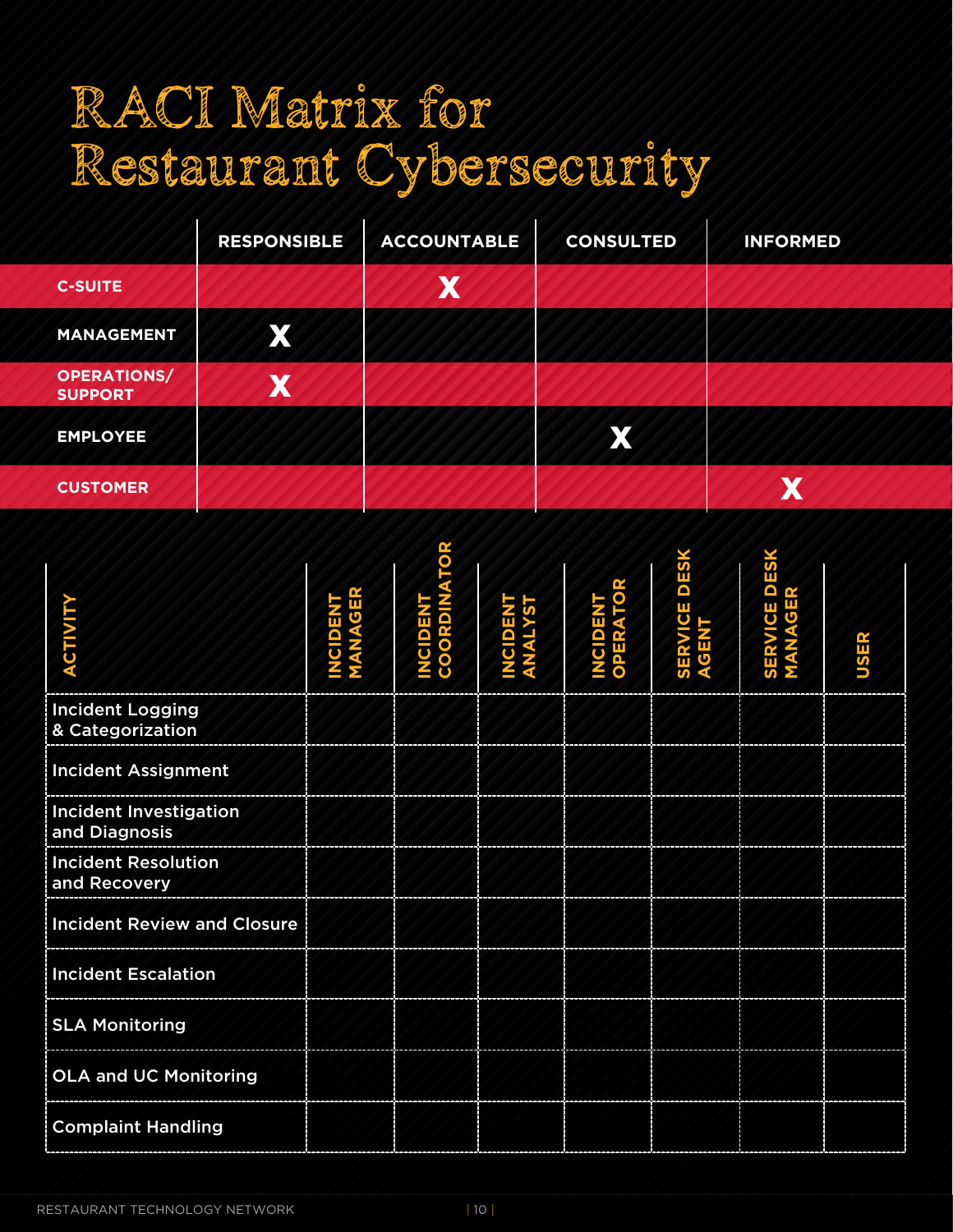# RACI Matrix for Restaurant Cybersecurity

| | RESPONSIBLE | ACCOUNTABLE | CONSULTED | INFORMED |
|---|---|---|---|---|
| C-SUITE | | X | | |
| MANAGEMENT | X | | | |
| OPERATIONS/ SUPPORT | X | | | |
| EMPLOYEE | | | X | |
| CUSTOMER | | | | X |

| ACTIVITY | INCIDENT MANAGER | INCIDENT COORDINATOR | INCIDENT ANALYST | INCIDENT OPERATOR | SERVICE DESK AGENT | SERVICE DESK MANAGER | USER |
|---|---|---|---|---|---|---|---|
| Incident Logging & Categorization | | | | | | | |
| Incident Assignment | | | | | | | |
| Incident Investigation and Diagnosis | | | | | | | |
| Incident Resolution and Recovery | | | | | | | |
| Incident Review and Closure | | | | | | | |
| Incident Escalation | | | | | | | |
| SLA Monitoring | | | | | | | |
| OLA and UC Monitoring | | | | | | | |
| Complaint Handling | | | | | | | |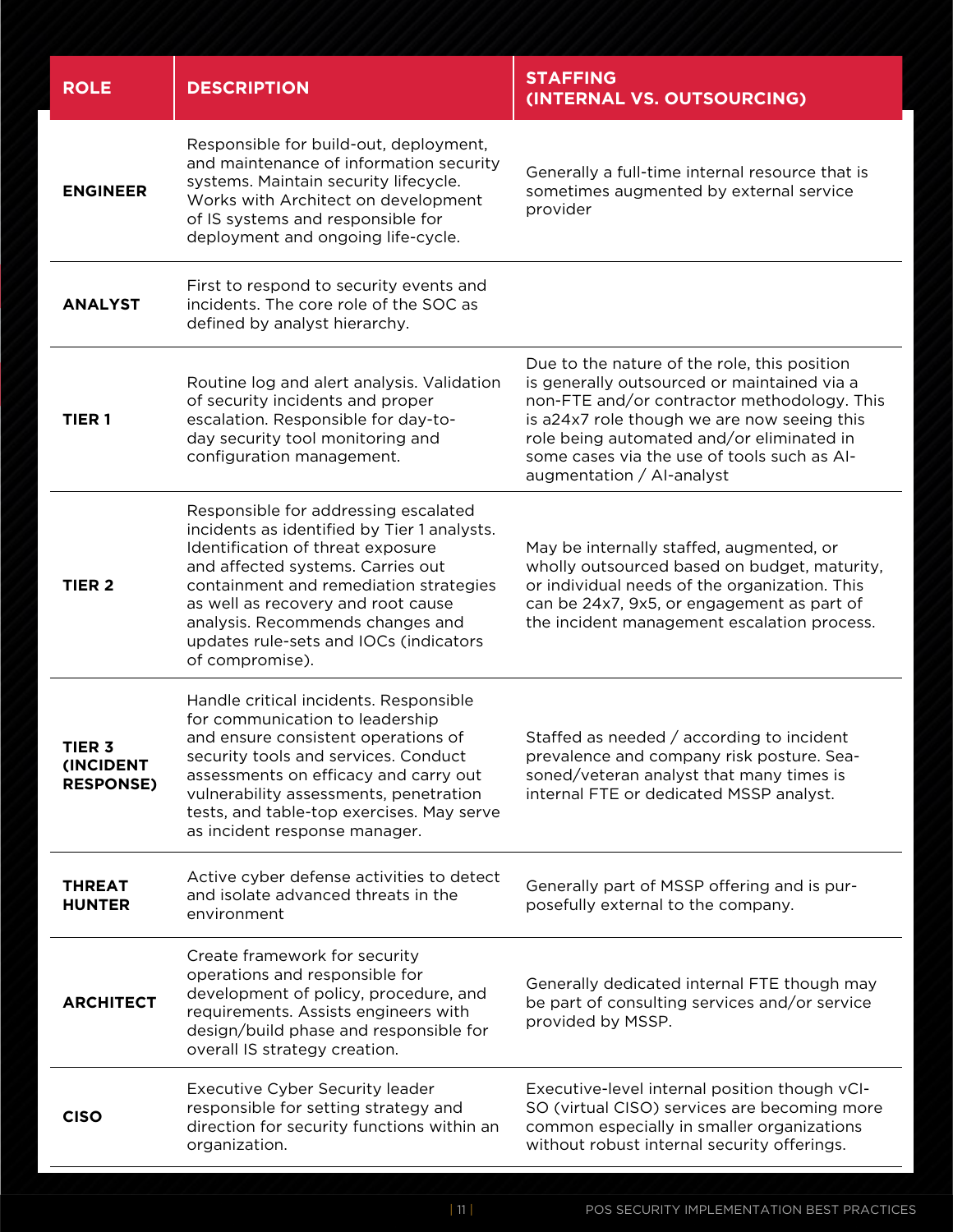| ROLE | DESCRIPTION | STAFFING (INTERNAL VS. OUTSOURCING) |
|---|---|---|
| **ENGINEER** | Responsible for build-out, deployment, and maintenance of information security systems. Maintain security lifecycle. Works with Architect on development of IS systems and responsible for deployment and ongoing life-cycle. | Generally a full-time internal resource that is sometimes augmented by external service provider |
| **ANALYST** | First to respond to security events and incidents. The core role of the SOC as defined by analyst hierarchy. | |
| **TIER 1** | Routine log and alert analysis. Validation of security incidents and proper escalation. Responsible for day-to-day security tool monitoring and configuration management. | Due to the nature of the role, this position is generally outsourced or maintained via a non-FTE and/or contractor methodology. This is a24x7 role though we are now seeing this role being automated and/or eliminated in some cases via the use of tools such as AI-augmentation / AI-analyst |
| **TIER 2** | Responsible for addressing escalated incidents as identified by Tier 1 analysts. Identification of threat exposure and affected systems. Carries out containment and remediation strategies as well as recovery and root cause analysis. Recommends changes and updates rule-sets and IOCs (indicators of compromise). | May be internally staffed, augmented, or wholly outsourced based on budget, maturity, or individual needs of the organization. This can be 24x7, 9x5, or engagement as part of the incident management escalation process. |
| **TIER 3 (INCIDENT RESPONSE)** | Handle critical incidents. Responsible for communication to leadership and ensure consistent operations of security tools and services. Conduct assessments on efficacy and carry out vulnerability assessments, penetration tests, and table-top exercises. May serve as incident response manager. | Staffed as needed / according to incident prevalence and company risk posture. Seasoned/veteran analyst that many times is internal FTE or dedicated MSSP analyst. |
| **THREAT HUNTER** | Active cyber defense activities to detect and isolate advanced threats in the environment | Generally part of MSSP offering and is purposefully external to the company. |
| **ARCHITECT** | Create framework for security operations and responsible for development of policy, procedure, and requirements. Assists engineers with design/build phase and responsible for overall IS strategy creation. | Generally dedicated internal FTE though may be part of consulting services and/or service provided by MSSP. |
| **CISO** | Executive Cyber Security leader responsible for setting strategy and direction for security functions within an organization. | Executive-level internal position though vCISO (virtual CISO) services are becoming more common especially in smaller organizations without robust internal security offerings. |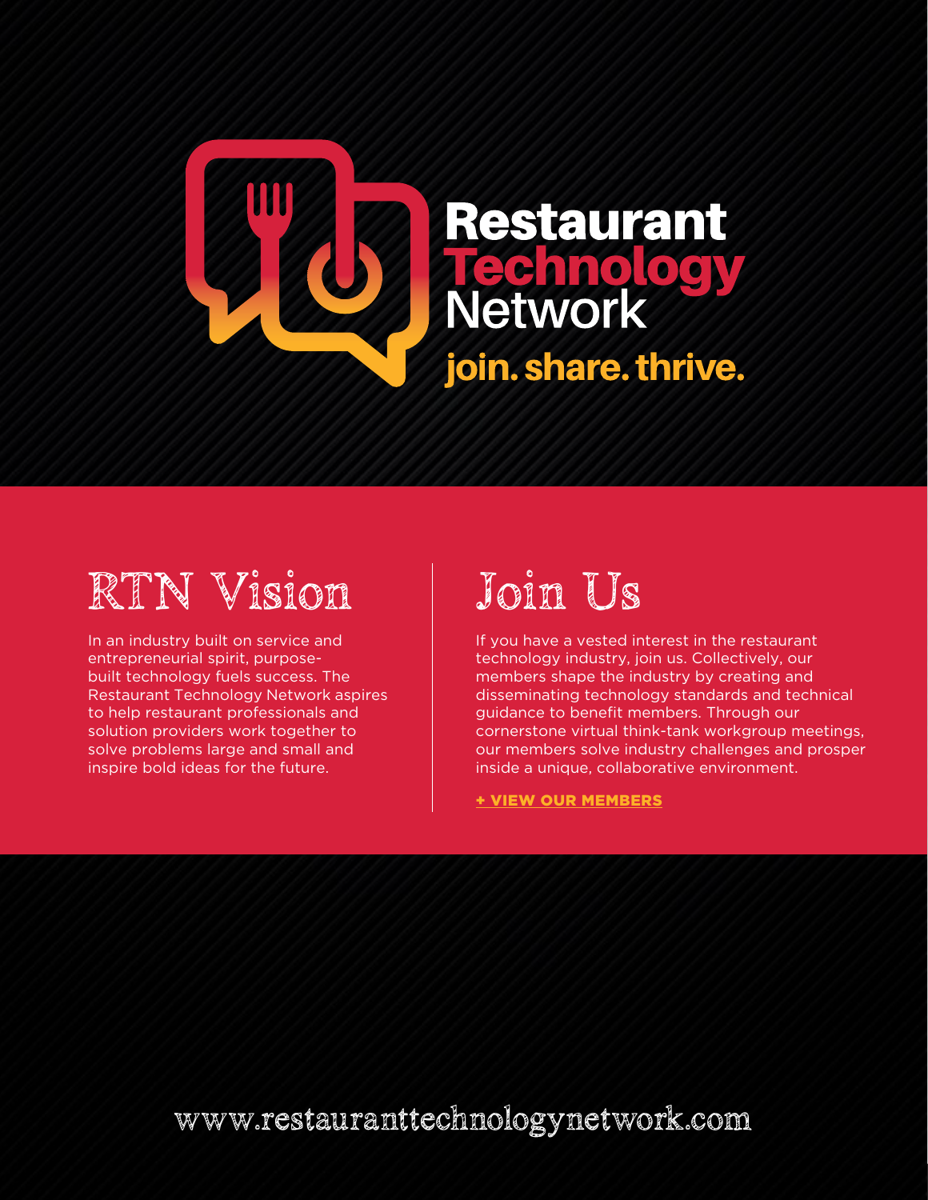Restaurant Technology Network

join. share. thrive.

## RTN Vision

In an industry built on service and entrepreneurial spirit, purpose-built technology fuels success. The Restaurant Technology Network aspires to help restaurant professionals and solution providers work together to solve problems large and small and inspire bold ideas for the future.

## Join Us

If you have a vested interest in the restaurant technology industry, join us. Collectively, our members shape the industry by creating and disseminating technology standards and technical guidance to benefit members. Through our cornerstone virtual think-tank workgroup meetings, our members solve industry challenges and prosper inside a unique, collaborative environment.

**+ VIEW OUR MEMBERS**

www.restauranttechnologynetwork.com